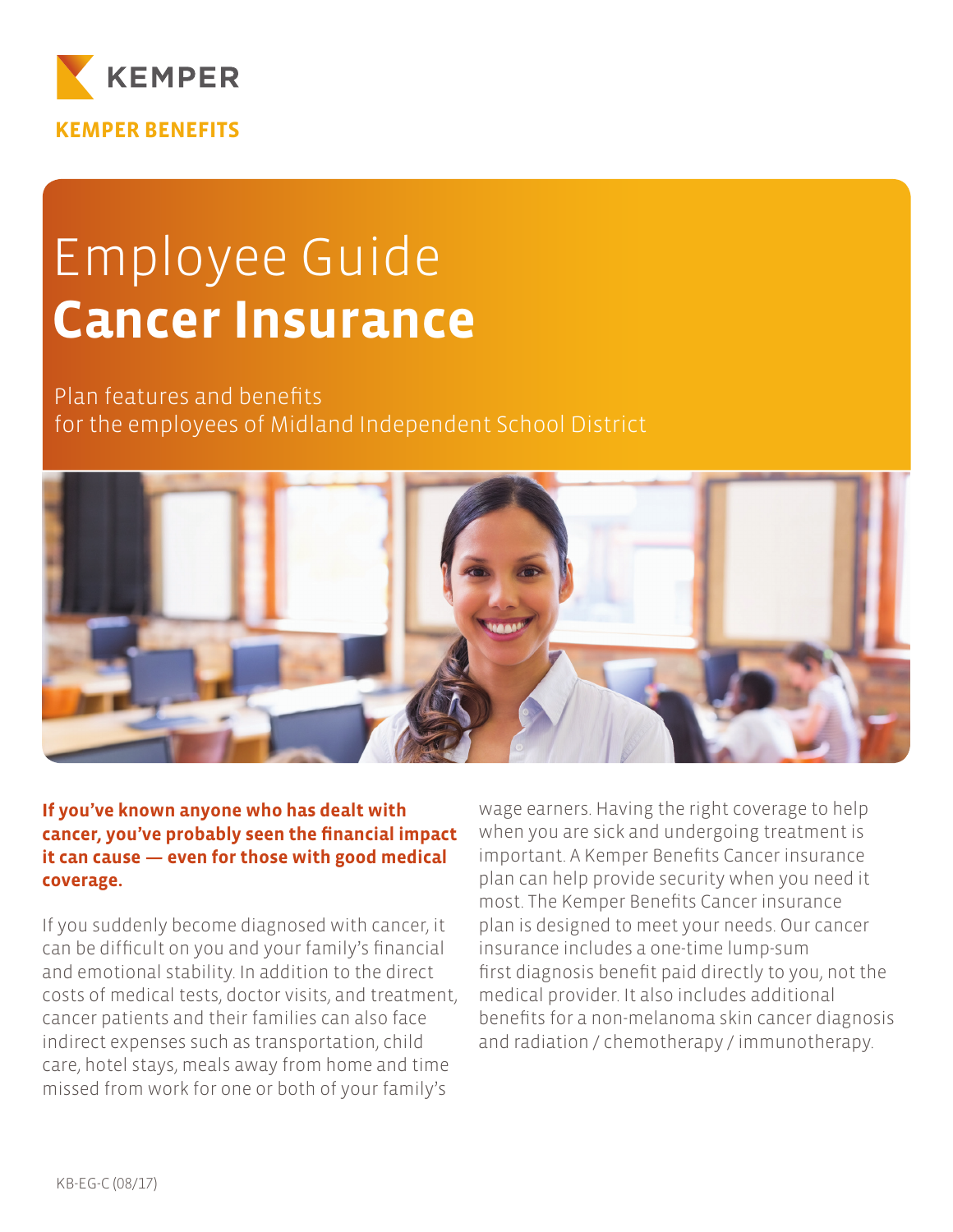KEMPER

KEMPER BENEFITS

# Employee Guide
# **Cancer Insurance**

Plan features and benefits
for the employees of Midland Independent School District

**If you've known anyone who has dealt with cancer, you've probably seen the financial impact it can cause — even for those with good medical coverage.**

If you suddenly become diagnosed with cancer, it can be difficult on you and your family's financial and emotional stability. In addition to the direct costs of medical tests, doctor visits, and treatment, cancer patients and their families can also face indirect expenses such as transportation, child care, hotel stays, meals away from home and time missed from work for one or both of your family's wage earners. Having the right coverage to help when you are sick and undergoing treatment is important. A Kemper Benefits Cancer insurance plan can help provide security when you need it most. The Kemper Benefits Cancer insurance plan is designed to meet your needs. Our cancer insurance includes a one-time lump-sum first diagnosis benefit paid directly to you, not the medical provider. It also includes additional benefits for a non-melanoma skin cancer diagnosis and radiation / chemotherapy / immunotherapy.

KB-EG-C (08/17)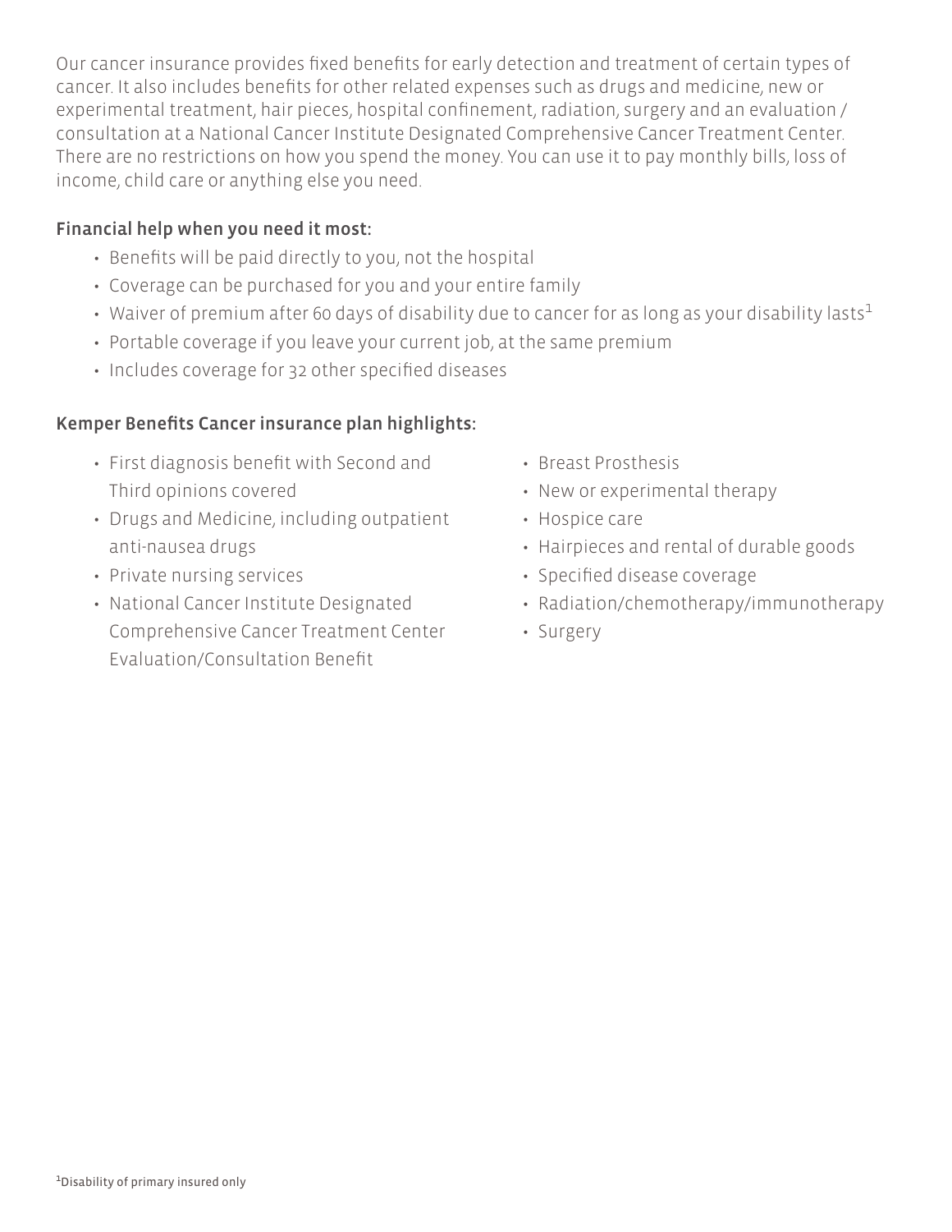Our cancer insurance provides fixed benefits for early detection and treatment of certain types of cancer. It also includes benefits for other related expenses such as drugs and medicine, new or experimental treatment, hair pieces, hospital confinement, radiation, surgery and an evaluation / consultation at a National Cancer Institute Designated Comprehensive Cancer Treatment Center. There are no restrictions on how you spend the money. You can use it to pay monthly bills, loss of income, child care or anything else you need.

### Financial help when you need it most:

- Benefits will be paid directly to you, not the hospital
- Coverage can be purchased for you and your entire family
- Waiver of premium after 60 days of disability due to cancer for as long as your disability lasts[1]
- Portable coverage if you leave your current job, at the same premium
- Includes coverage for 32 other specified diseases

### Kemper Benefits Cancer insurance plan highlights:

- First diagnosis benefit with Second and Third opinions covered
- Drugs and Medicine, including outpatient anti-nausea drugs
- Private nursing services
- National Cancer Institute Designated Comprehensive Cancer Treatment Center Evaluation/Consultation Benefit
- Breast Prosthesis
- New or experimental therapy
- Hospice care
- Hairpieces and rental of durable goods
- Specified disease coverage
- Radiation/chemotherapy/immunotherapy
- Surgery

[1]Disability of primary insured only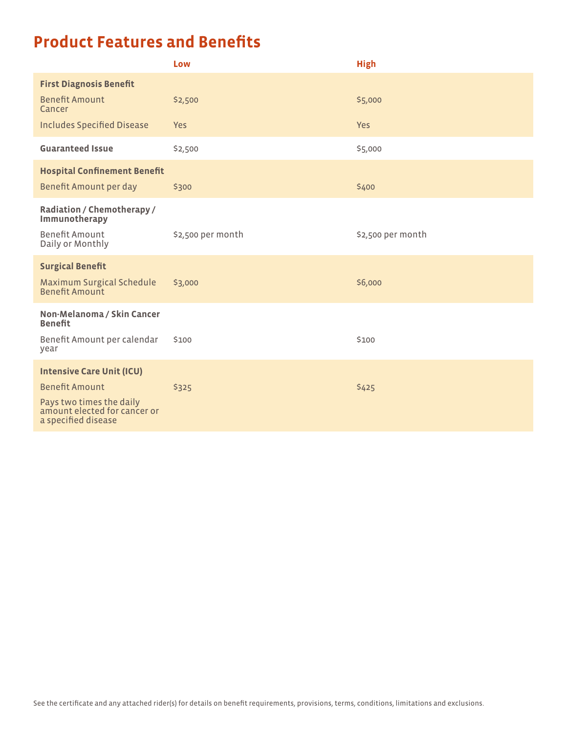# Product Features and Benefits

| | Low | High |
|---|---|---|
| **First Diagnosis Benefit** | | |
| Benefit Amount Cancer | $2,500 | $5,000 |
| Includes Specified Disease | Yes | Yes |
| **Guaranteed Issue** | $2,500 | $5,000 |
| **Hospital Confinement Benefit** | | |
| Benefit Amount per day | $300 | $400 |
| **Radiation / Chemotherapy / Immunotherapy** | | |
| Benefit Amount Daily or Monthly | $2,500 per month | $2,500 per month |
| **Surgical Benefit** | | |
| Maximum Surgical Schedule Benefit Amount | $3,000 | $6,000 |
| **Non-Melanoma / Skin Cancer Benefit** | | |
| Benefit Amount per calendar year | $100 | $100 |
| **Intensive Care Unit (ICU)** | | |
| Benefit Amount | $325 | $425 |
| Pays two times the daily amount elected for cancer or a specified disease | | |

See the certificate and any attached rider(s) for details on benefit requirements, provisions, terms, conditions, limitations and exclusions.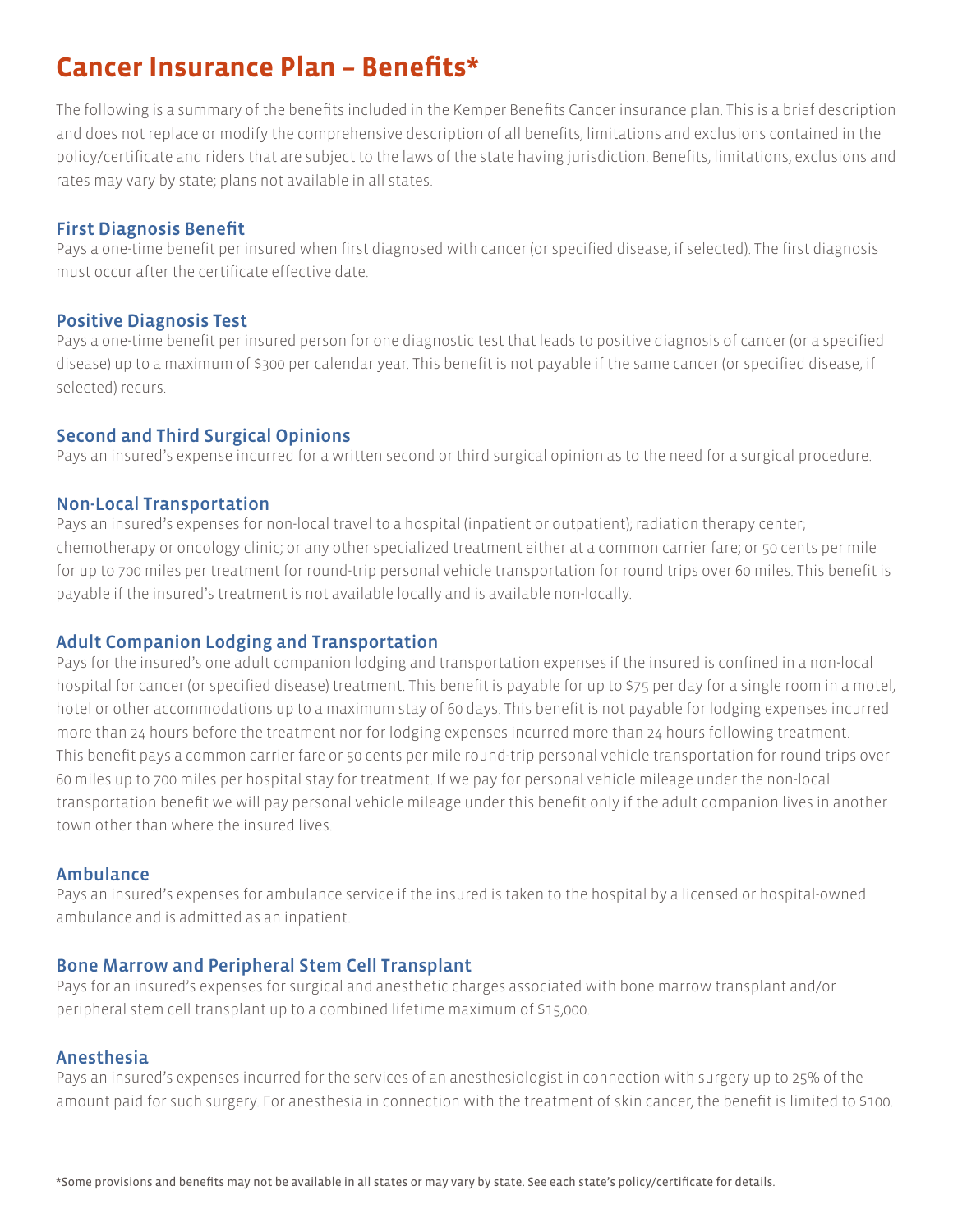# Cancer Insurance Plan – Benefits*

The following is a summary of the benefits included in the Kemper Benefits Cancer insurance plan. This is a brief description and does not replace or modify the comprehensive description of all benefits, limitations and exclusions contained in the policy/certificate and riders that are subject to the laws of the state having jurisdiction. Benefits, limitations, exclusions and rates may vary by state; plans not available in all states.

## First Diagnosis Benefit

Pays a one-time benefit per insured when first diagnosed with cancer (or specified disease, if selected). The first diagnosis must occur after the certificate effective date.

## Positive Diagnosis Test

Pays a one-time benefit per insured person for one diagnostic test that leads to positive diagnosis of cancer (or a specified disease) up to a maximum of $300 per calendar year. This benefit is not payable if the same cancer (or specified disease, if selected) recurs.

## Second and Third Surgical Opinions

Pays an insured's expense incurred for a written second or third surgical opinion as to the need for a surgical procedure.

## Non-Local Transportation

Pays an insured's expenses for non-local travel to a hospital (inpatient or outpatient); radiation therapy center; chemotherapy or oncology clinic; or any other specialized treatment either at a common carrier fare; or 50 cents per mile for up to 700 miles per treatment for round-trip personal vehicle transportation for round trips over 60 miles. This benefit is payable if the insured's treatment is not available locally and is available non-locally.

## Adult Companion Lodging and Transportation

Pays for the insured's one adult companion lodging and transportation expenses if the insured is confined in a non-local hospital for cancer (or specified disease) treatment. This benefit is payable for up to $75 per day for a single room in a motel, hotel or other accommodations up to a maximum stay of 60 days. This benefit is not payable for lodging expenses incurred more than 24 hours before the treatment nor for lodging expenses incurred more than 24 hours following treatment. This benefit pays a common carrier fare or 50 cents per mile round-trip personal vehicle transportation for round trips over 60 miles up to 700 miles per hospital stay for treatment. If we pay for personal vehicle mileage under the non-local transportation benefit we will pay personal vehicle mileage under this benefit only if the adult companion lives in another town other than where the insured lives.

## Ambulance

Pays an insured's expenses for ambulance service if the insured is taken to the hospital by a licensed or hospital-owned ambulance and is admitted as an inpatient.

## Bone Marrow and Peripheral Stem Cell Transplant

Pays for an insured's expenses for surgical and anesthetic charges associated with bone marrow transplant and/or peripheral stem cell transplant up to a combined lifetime maximum of $15,000.

## Anesthesia

Pays an insured's expenses incurred for the services of an anesthesiologist in connection with surgery up to 25% of the amount paid for such surgery. For anesthesia in connection with the treatment of skin cancer, the benefit is limited to $100.

*Some provisions and benefits may not be available in all states or may vary by state. See each state's policy/certificate for details.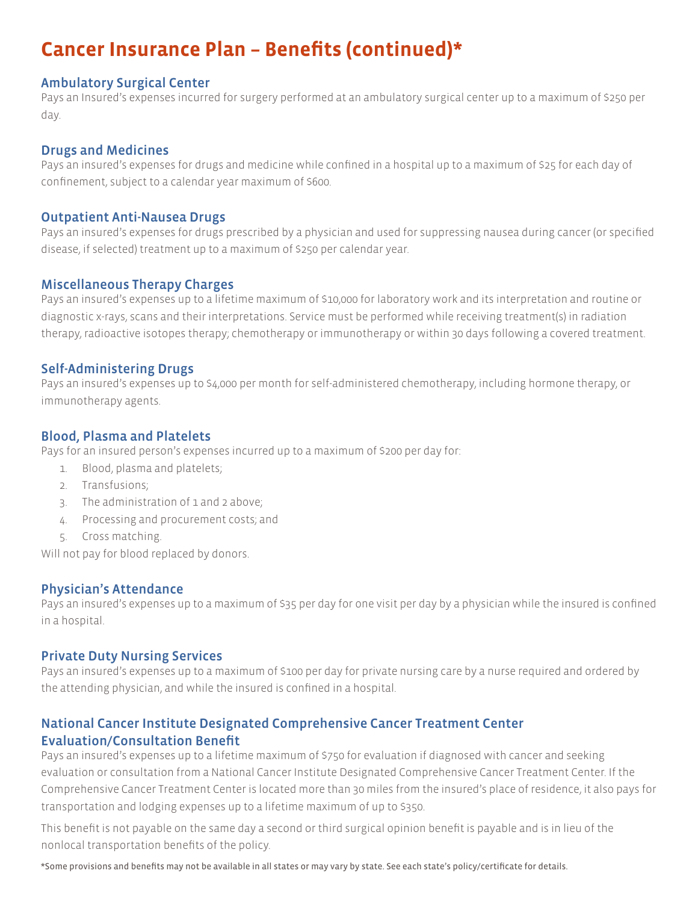# Cancer Insurance Plan – Benefits (continued)*

## Ambulatory Surgical Center

Pays an Insured's expenses incurred for surgery performed at an ambulatory surgical center up to a maximum of $250 per day.

## Drugs and Medicines

Pays an insured's expenses for drugs and medicine while confined in a hospital up to a maximum of $25 for each day of confinement, subject to a calendar year maximum of $600.

## Outpatient Anti-Nausea Drugs

Pays an insured's expenses for drugs prescribed by a physician and used for suppressing nausea during cancer (or specified disease, if selected) treatment up to a maximum of $250 per calendar year.

## Miscellaneous Therapy Charges

Pays an insured's expenses up to a lifetime maximum of $10,000 for laboratory work and its interpretation and routine or diagnostic x-rays, scans and their interpretations. Service must be performed while receiving treatment(s) in radiation therapy, radioactive isotopes therapy; chemotherapy or immunotherapy or within 30 days following a covered treatment.

## Self-Administering Drugs

Pays an insured's expenses up to $4,000 per month for self-administered chemotherapy, including hormone therapy, or immunotherapy agents.

## Blood, Plasma and Platelets

Pays for an insured person's expenses incurred up to a maximum of $200 per day for:

1. Blood, plasma and platelets;
2. Transfusions;
3. The administration of 1 and 2 above;
4. Processing and procurement costs; and
5. Cross matching.

Will not pay for blood replaced by donors.

## Physician's Attendance

Pays an insured's expenses up to a maximum of $35 per day for one visit per day by a physician while the insured is confined in a hospital.

## Private Duty Nursing Services

Pays an insured's expenses up to a maximum of $100 per day for private nursing care by a nurse required and ordered by the attending physician, and while the insured is confined in a hospital.

## National Cancer Institute Designated Comprehensive Cancer Treatment Center Evaluation/Consultation Benefit

Pays an insured's expenses up to a lifetime maximum of $750 for evaluation if diagnosed with cancer and seeking evaluation or consultation from a National Cancer Institute Designated Comprehensive Cancer Treatment Center. If the Comprehensive Cancer Treatment Center is located more than 30 miles from the insured's place of residence, it also pays for transportation and lodging expenses up to a lifetime maximum of up to $350.

This benefit is not payable on the same day a second or third surgical opinion benefit is payable and is in lieu of the nonlocal transportation benefits of the policy.

*Some provisions and benefits may not be available in all states or may vary by state. See each state's policy/certificate for details.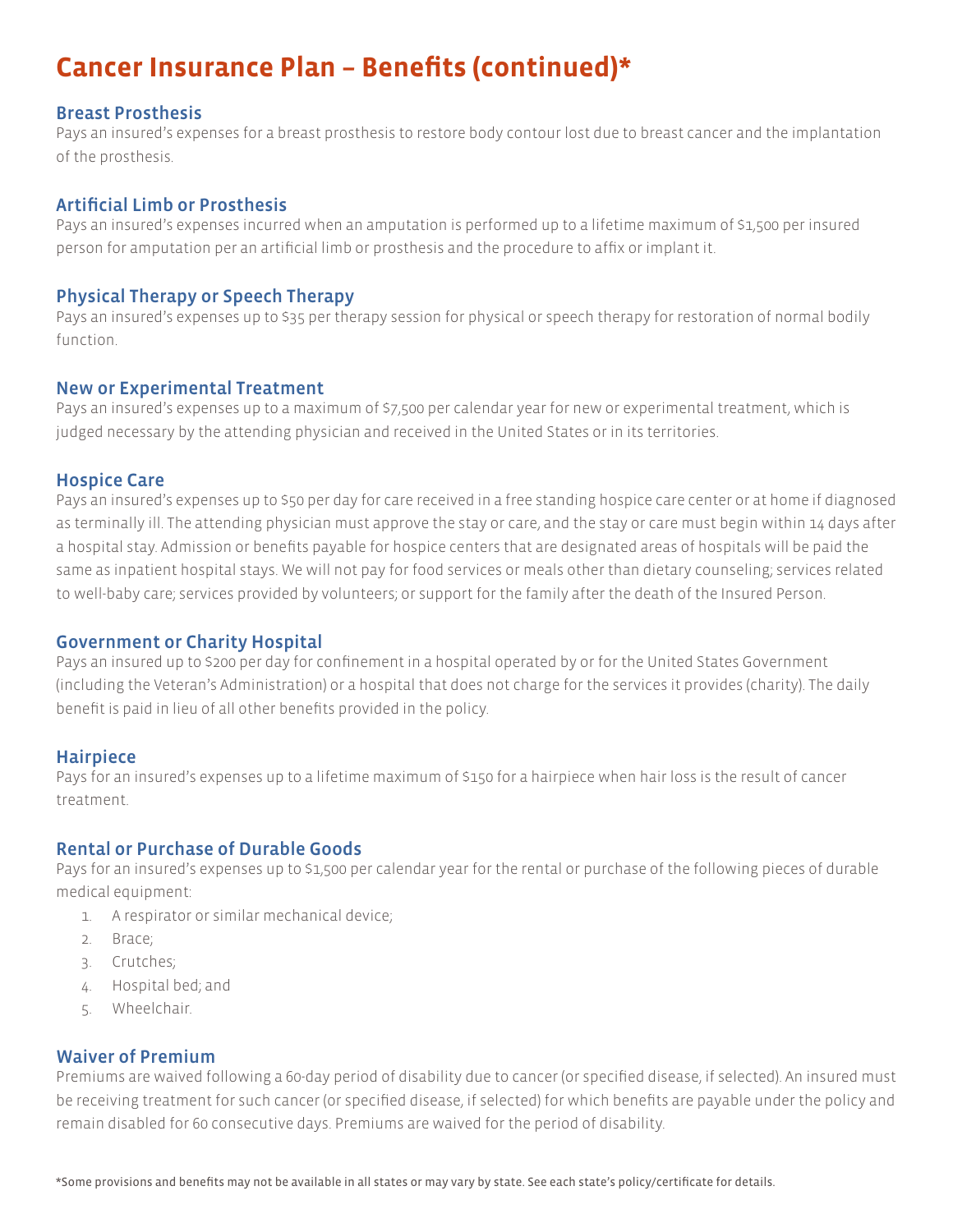# Cancer Insurance Plan – Benefits (continued)*

### Breast Prosthesis

Pays an insured's expenses for a breast prosthesis to restore body contour lost due to breast cancer and the implantation of the prosthesis.

### Artificial Limb or Prosthesis

Pays an insured's expenses incurred when an amputation is performed up to a lifetime maximum of $1,500 per insured person for amputation per an artificial limb or prosthesis and the procedure to affix or implant it.

### Physical Therapy or Speech Therapy

Pays an insured's expenses up to $35 per therapy session for physical or speech therapy for restoration of normal bodily function.

### New or Experimental Treatment

Pays an insured's expenses up to a maximum of $7,500 per calendar year for new or experimental treatment, which is judged necessary by the attending physician and received in the United States or in its territories.

### Hospice Care

Pays an insured's expenses up to $50 per day for care received in a free standing hospice care center or at home if diagnosed as terminally ill. The attending physician must approve the stay or care, and the stay or care must begin within 14 days after a hospital stay. Admission or benefits payable for hospice centers that are designated areas of hospitals will be paid the same as inpatient hospital stays. We will not pay for food services or meals other than dietary counseling; services related to well-baby care; services provided by volunteers; or support for the family after the death of the Insured Person.

### Government or Charity Hospital

Pays an insured up to $200 per day for confinement in a hospital operated by or for the United States Government (including the Veteran's Administration) or a hospital that does not charge for the services it provides (charity). The daily benefit is paid in lieu of all other benefits provided in the policy.

### Hairpiece

Pays for an insured's expenses up to a lifetime maximum of $150 for a hairpiece when hair loss is the result of cancer treatment.

### Rental or Purchase of Durable Goods

Pays for an insured's expenses up to $1,500 per calendar year for the rental or purchase of the following pieces of durable medical equipment:

1. A respirator or similar mechanical device;
2. Brace;
3. Crutches;
4. Hospital bed; and
5. Wheelchair.

### Waiver of Premium

Premiums are waived following a 60-day period of disability due to cancer (or specified disease, if selected). An insured must be receiving treatment for such cancer (or specified disease, if selected) for which benefits are payable under the policy and remain disabled for 60 consecutive days. Premiums are waived for the period of disability.

*Some provisions and benefits may not be available in all states or may vary by state. See each state's policy/certificate for details.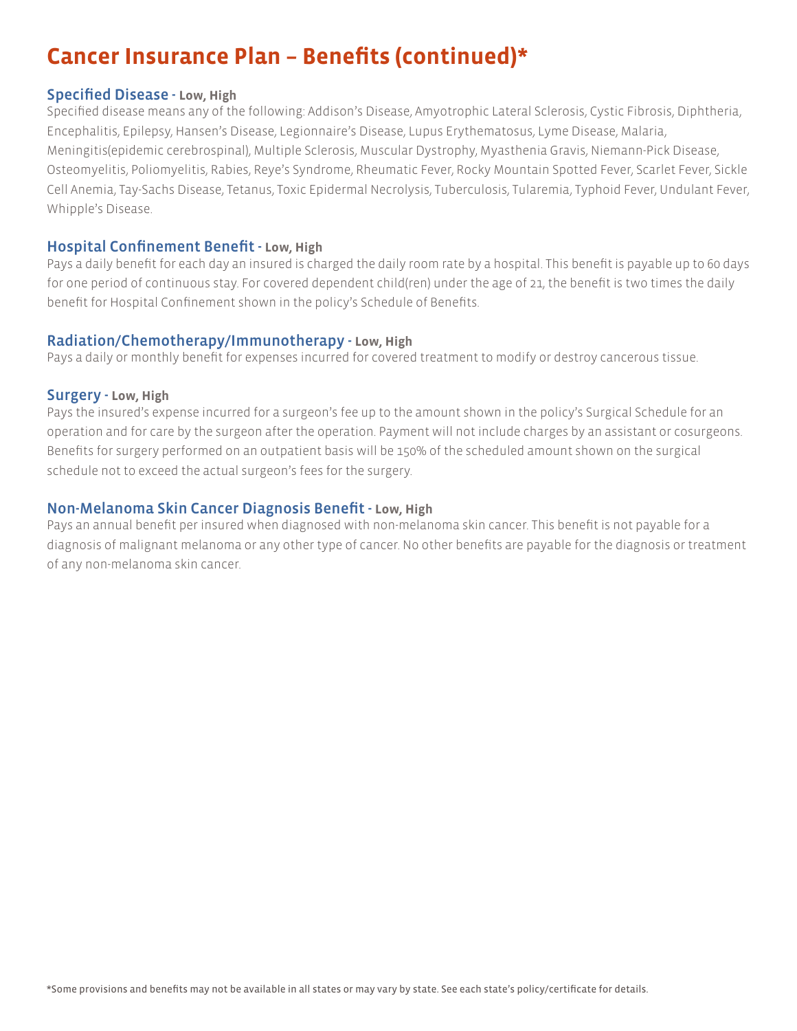# Cancer Insurance Plan – Benefits (continued)*

### Specified Disease - Low, High

Specified disease means any of the following: Addison's Disease, Amyotrophic Lateral Sclerosis, Cystic Fibrosis, Diphtheria, Encephalitis, Epilepsy, Hansen's Disease, Legionnaire's Disease, Lupus Erythematosus, Lyme Disease, Malaria, Meningitis(epidemic cerebrospinal), Multiple Sclerosis, Muscular Dystrophy, Myasthenia Gravis, Niemann-Pick Disease, Osteomyelitis, Poliomyelitis, Rabies, Reye's Syndrome, Rheumatic Fever, Rocky Mountain Spotted Fever, Scarlet Fever, Sickle Cell Anemia, Tay-Sachs Disease, Tetanus, Toxic Epidermal Necrolysis, Tuberculosis, Tularemia, Typhoid Fever, Undulant Fever, Whipple's Disease.

### Hospital Confinement Benefit - Low, High

Pays a daily benefit for each day an insured is charged the daily room rate by a hospital. This benefit is payable up to 60 days for one period of continuous stay. For covered dependent child(ren) under the age of 21, the benefit is two times the daily benefit for Hospital Confinement shown in the policy's Schedule of Benefits.

### Radiation/Chemotherapy/Immunotherapy - Low, High

Pays a daily or monthly benefit for expenses incurred for covered treatment to modify or destroy cancerous tissue.

### Surgery - Low, High

Pays the insured's expense incurred for a surgeon's fee up to the amount shown in the policy's Surgical Schedule for an operation and for care by the surgeon after the operation. Payment will not include charges by an assistant or cosurgeons. Benefits for surgery performed on an outpatient basis will be 150% of the scheduled amount shown on the surgical schedule not to exceed the actual surgeon's fees for the surgery.

### Non-Melanoma Skin Cancer Diagnosis Benefit - Low, High

Pays an annual benefit per insured when diagnosed with non-melanoma skin cancer. This benefit is not payable for a diagnosis of malignant melanoma or any other type of cancer. No other benefits are payable for the diagnosis or treatment of any non-melanoma skin cancer.

*Some provisions and benefits may not be available in all states or may vary by state. See each state's policy/certificate for details.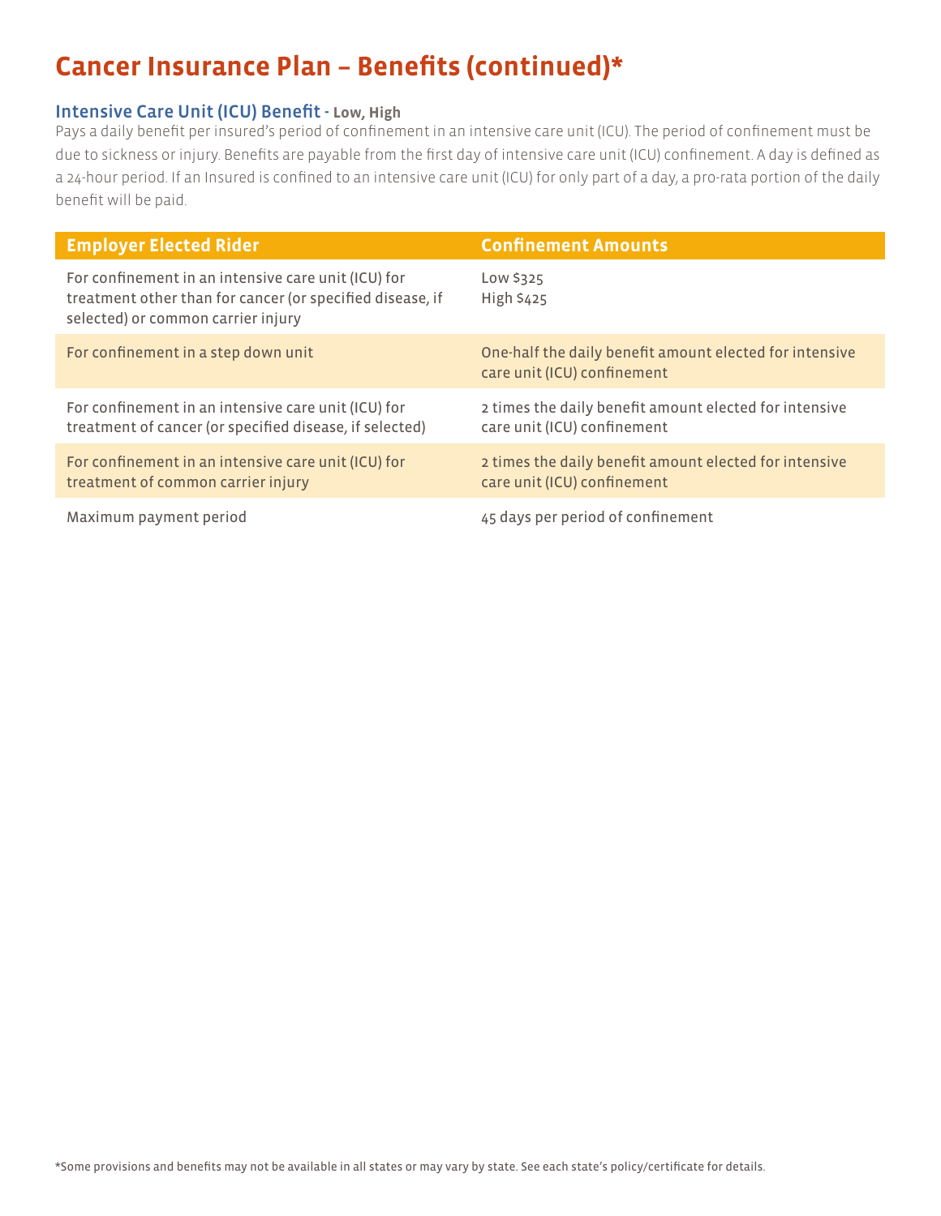# Cancer Insurance Plan – Benefits (continued)*

## Intensive Care Unit (ICU) Benefit - Low, High

Pays a daily benefit per insured's period of confinement in an intensive care unit (ICU). The period of confinement must be due to sickness or injury. Benefits are payable from the first day of intensive care unit (ICU) confinement. A day is defined as a 24-hour period. If an Insured is confined to an intensive care unit (ICU) for only part of a day, a pro-rata portion of the daily benefit will be paid.

| Employer Elected Rider | Confinement Amounts |
| --- | --- |
| For confinement in an intensive care unit (ICU) for treatment other than for cancer (or specified disease, if selected) or common carrier injury | Low $325<br>High $425 |
| For confinement in a step down unit | One-half the daily benefit amount elected for intensive care unit (ICU) confinement |
| For confinement in an intensive care unit (ICU) for treatment of cancer (or specified disease, if selected) | 2 times the daily benefit amount elected for intensive care unit (ICU) confinement |
| For confinement in an intensive care unit (ICU) for treatment of common carrier injury | 2 times the daily benefit amount elected for intensive care unit (ICU) confinement |
| Maximum payment period | 45 days per period of confinement |

*Some provisions and benefits may not be available in all states or may vary by state. See each state's policy/certificate for details.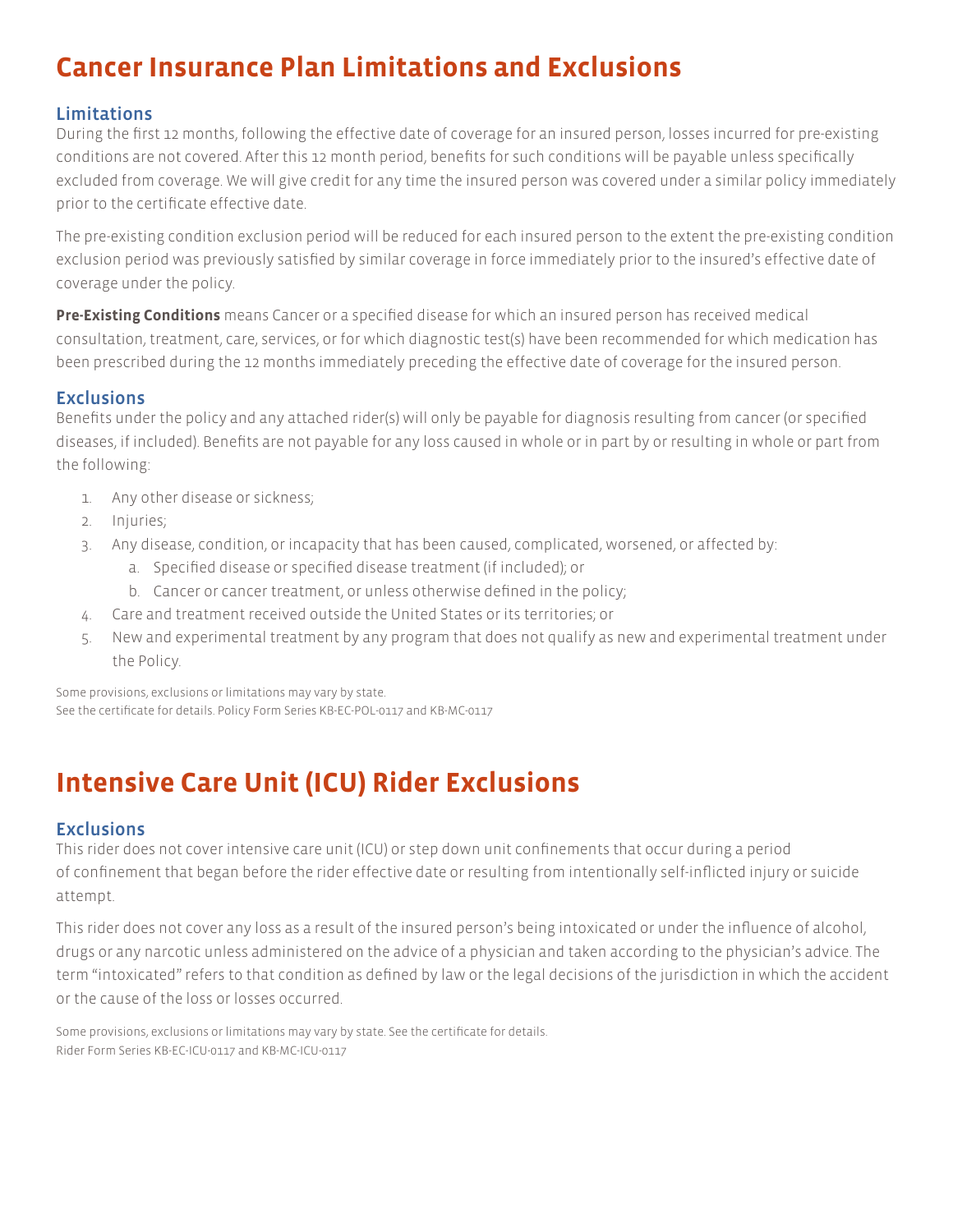# Cancer Insurance Plan Limitations and Exclusions

## Limitations

During the first 12 months, following the effective date of coverage for an insured person, losses incurred for pre-existing conditions are not covered. After this 12 month period, benefits for such conditions will be payable unless specifically excluded from coverage. We will give credit for any time the insured person was covered under a similar policy immediately prior to the certificate effective date.

The pre-existing condition exclusion period will be reduced for each insured person to the extent the pre-existing condition exclusion period was previously satisfied by similar coverage in force immediately prior to the insured's effective date of coverage under the policy.

**Pre-Existing Conditions** means Cancer or a specified disease for which an insured person has received medical consultation, treatment, care, services, or for which diagnostic test(s) have been recommended for which medication has been prescribed during the 12 months immediately preceding the effective date of coverage for the insured person.

## Exclusions

Benefits under the policy and any attached rider(s) will only be payable for diagnosis resulting from cancer (or specified diseases, if included). Benefits are not payable for any loss caused in whole or in part by or resulting in whole or part from the following:

1. Any other disease or sickness;
2. Injuries;
3. Any disease, condition, or incapacity that has been caused, complicated, worsened, or affected by:
   a. Specified disease or specified disease treatment (if included); or
   b. Cancer or cancer treatment, or unless otherwise defined in the policy;
4. Care and treatment received outside the United States or its territories; or
5. New and experimental treatment by any program that does not qualify as new and experimental treatment under the Policy.

Some provisions, exclusions or limitations may vary by state.
See the certificate for details. Policy Form Series KB-EC-POL-0117 and KB-MC-0117

# Intensive Care Unit (ICU) Rider Exclusions

## Exclusions

This rider does not cover intensive care unit (ICU) or step down unit confinements that occur during a period of confinement that began before the rider effective date or resulting from intentionally self-inflicted injury or suicide attempt.

This rider does not cover any loss as a result of the insured person's being intoxicated or under the influence of alcohol, drugs or any narcotic unless administered on the advice of a physician and taken according to the physician's advice. The term "intoxicated" refers to that condition as defined by law or the legal decisions of the jurisdiction in which the accident or the cause of the loss or losses occurred.

Some provisions, exclusions or limitations may vary by state. See the certificate for details.
Rider Form Series KB-EC-ICU-0117 and KB-MC-ICU-0117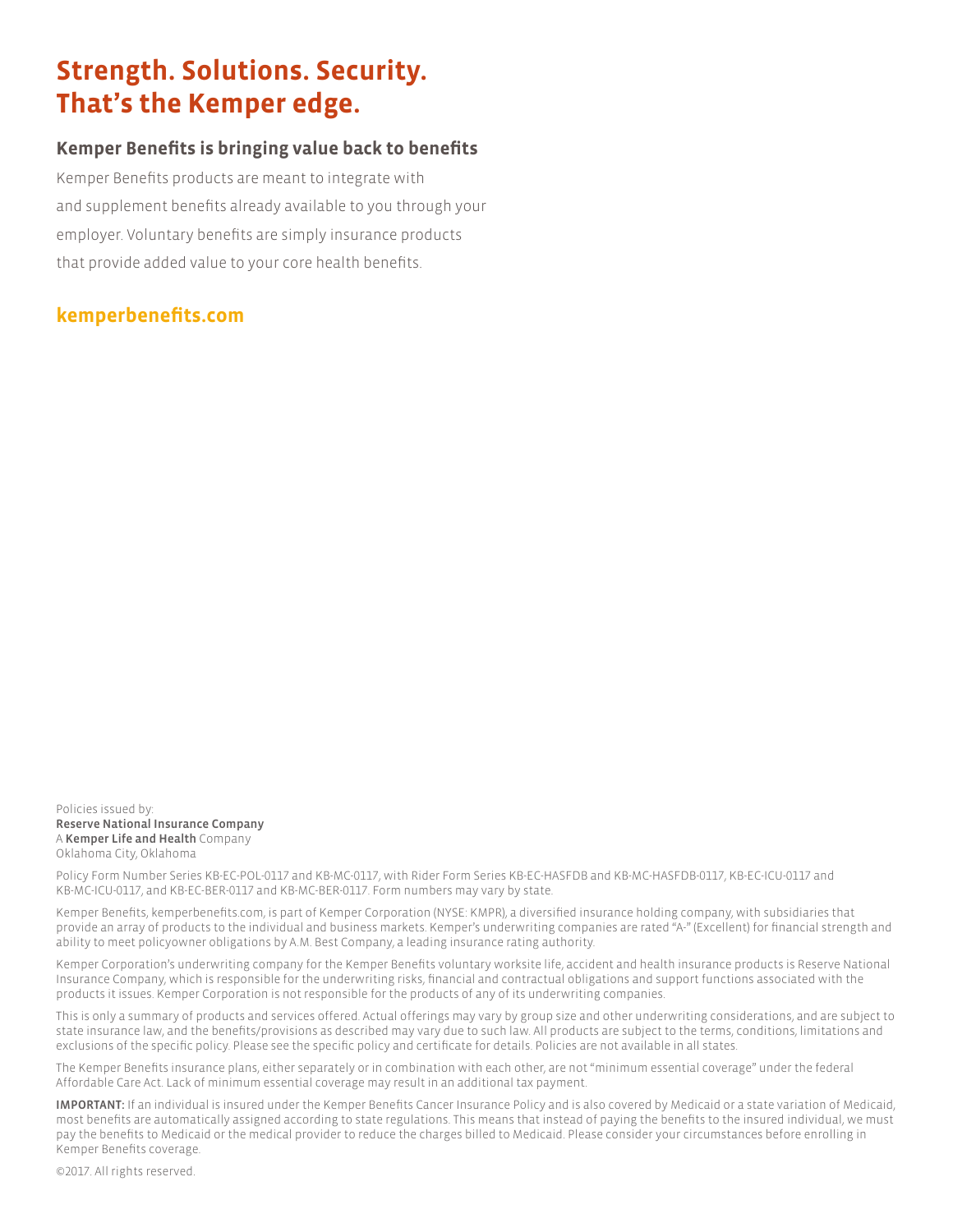# Strength. Solutions. Security.
# That's the Kemper edge.

## Kemper Benefits is bringing value back to benefits

Kemper Benefits products are meant to integrate with and supplement benefits already available to you through your employer. Voluntary benefits are simply insurance products that provide added value to your core health benefits.

**kemperbenefits.com**

Policies issued by:
**Reserve National Insurance Company**
A **Kemper Life and Health** Company
Oklahoma City, Oklahoma

Policy Form Number Series KB-EC-POL-0117 and KB-MC-0117, with Rider Form Series KB-EC-HASFDB and KB-MC-HASFDB-0117, KB-EC-ICU-0117 and KB-MC-ICU-0117, and KB-EC-BER-0117 and KB-MC-BER-0117. Form numbers may vary by state.

Kemper Benefits, kemperbenefits.com, is part of Kemper Corporation (NYSE: KMPR), a diversified insurance holding company, with subsidiaries that provide an array of products to the individual and business markets. Kemper's underwriting companies are rated "A-" (Excellent) for financial strength and ability to meet policyowner obligations by A.M. Best Company, a leading insurance rating authority.

Kemper Corporation's underwriting company for the Kemper Benefits voluntary worksite life, accident and health insurance products is Reserve National Insurance Company, which is responsible for the underwriting risks, financial and contractual obligations and support functions associated with the products it issues. Kemper Corporation is not responsible for the products of any of its underwriting companies.

This is only a summary of products and services offered. Actual offerings may vary by group size and other underwriting considerations, and are subject to state insurance law, and the benefits/provisions as described may vary due to such law. All products are subject to the terms, conditions, limitations and exclusions of the specific policy. Please see the specific policy and certificate for details. Policies are not available in all states.

The Kemper Benefits insurance plans, either separately or in combination with each other, are not "minimum essential coverage" under the federal Affordable Care Act. Lack of minimum essential coverage may result in an additional tax payment.

**IMPORTANT:** If an individual is insured under the Kemper Benefits Cancer Insurance Policy and is also covered by Medicaid or a state variation of Medicaid, most benefits are automatically assigned according to state regulations. This means that instead of paying the benefits to the insured individual, we must pay the benefits to Medicaid or the medical provider to reduce the charges billed to Medicaid. Please consider your circumstances before enrolling in Kemper Benefits coverage.

©2017. All rights reserved.